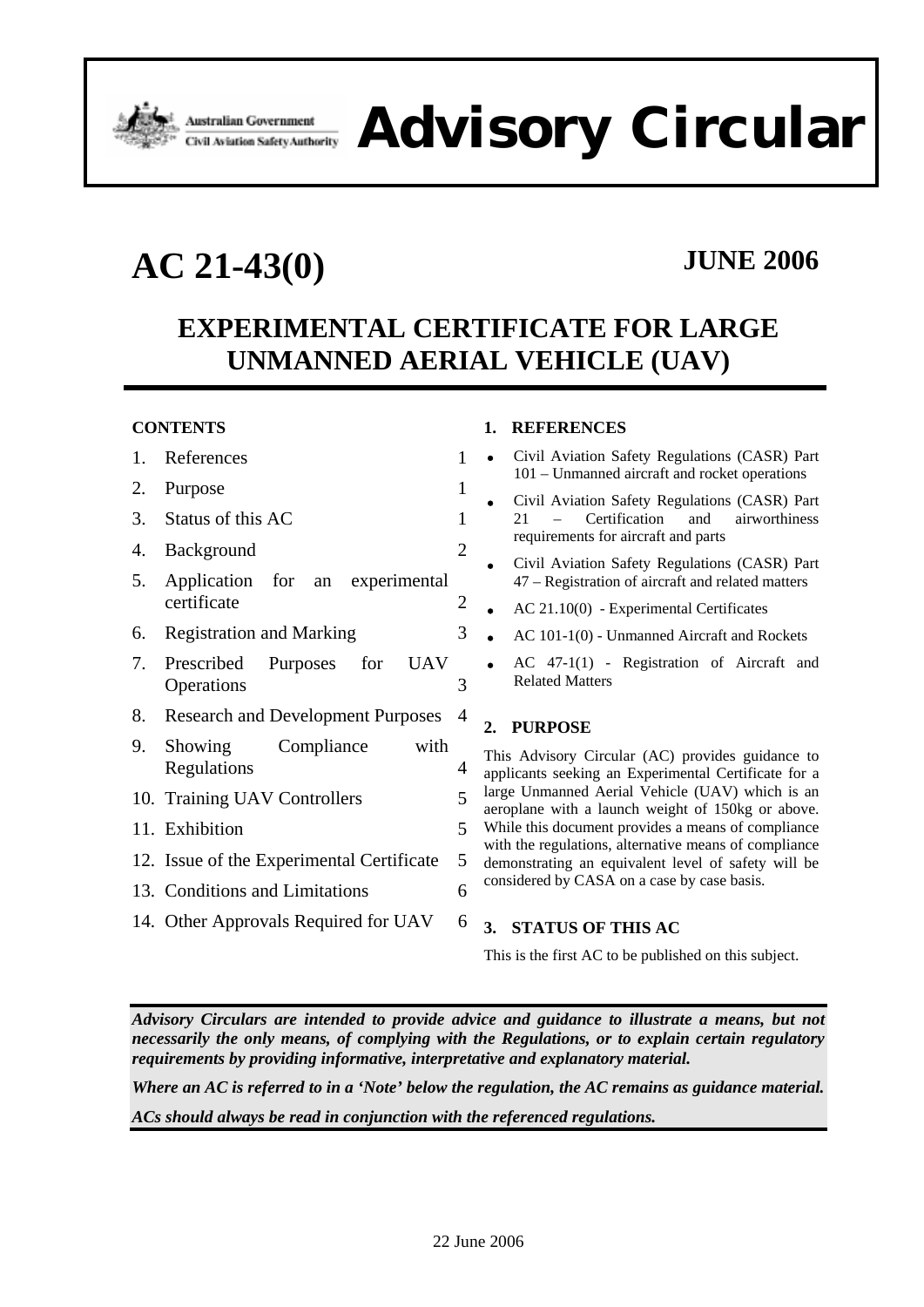Australian Government
Civil Aviation Safety Authority

# Advisory Circular

# AC 21-43(0)

**JUNE 2006**

## EXPERIMENTAL CERTIFICATE FOR LARGE UNMANNED AERIAL VEHICLE (UAV)

**CONTENTS**

| | | |
|---|---|---|
| 1. | References | 1 |
| 2. | Purpose | 1 |
| 3. | Status of this AC | 1 |
| 4. | Background | 2 |
| 5. | Application for an experimental certificate | 2 |
| 6. | Registration and Marking | 3 |
| 7. | Prescribed Purposes for UAV Operations | 3 |
| 8. | Research and Development Purposes | 4 |
| 9. | Showing Compliance with Regulations | 4 |
| 10. | Training UAV Controllers | 5 |
| 11. | Exhibition | 5 |
| 12. | Issue of the Experimental Certificate | 5 |
| 13. | Conditions and Limitations | 6 |
| 14. | Other Approvals Required for UAV | 6 |

### 1. REFERENCES

- Civil Aviation Safety Regulations (CASR) Part 101 – Unmanned aircraft and rocket operations
- Civil Aviation Safety Regulations (CASR) Part 21 – Certification and airworthiness requirements for aircraft and parts
- Civil Aviation Safety Regulations (CASR) Part 47 – Registration of aircraft and related matters
- AC 21.10(0) - Experimental Certificates
- AC 101-1(0) - Unmanned Aircraft and Rockets
- AC 47-1(1) - Registration of Aircraft and Related Matters

### 2. PURPOSE

This Advisory Circular (AC) provides guidance to applicants seeking an Experimental Certificate for a large Unmanned Aerial Vehicle (UAV) which is an aeroplane with a launch weight of 150kg or above. While this document provides a means of compliance with the regulations, alternative means of compliance demonstrating an equivalent level of safety will be considered by CASA on a case by case basis.

### 3. STATUS OF THIS AC

This is the first AC to be published on this subject.

***Advisory Circulars are intended to provide advice and guidance to illustrate a means, but not necessarily the only means, of complying with the Regulations, or to explain certain regulatory requirements by providing informative, interpretative and explanatory material.***

***Where an AC is referred to in a 'Note' below the regulation, the AC remains as guidance material.***

***ACs should always be read in conjunction with the referenced regulations.***

22 June 2006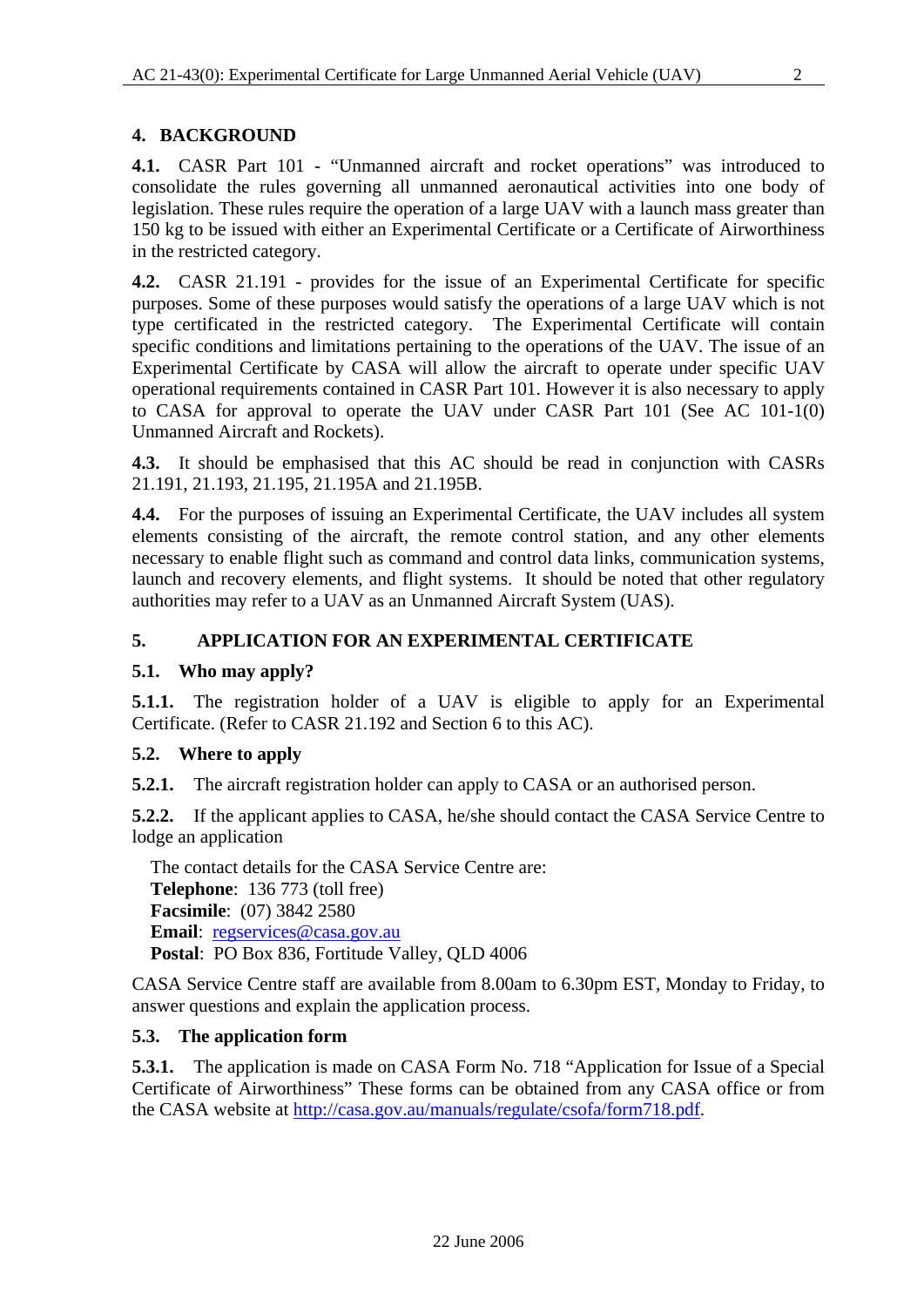## 4. BACKGROUND

**4.1.** CASR Part 101 - "Unmanned aircraft and rocket operations" was introduced to consolidate the rules governing all unmanned aeronautical activities into one body of legislation. These rules require the operation of a large UAV with a launch mass greater than 150 kg to be issued with either an Experimental Certificate or a Certificate of Airworthiness in the restricted category.

**4.2.** CASR 21.191 - provides for the issue of an Experimental Certificate for specific purposes. Some of these purposes would satisfy the operations of a large UAV which is not type certificated in the restricted category. The Experimental Certificate will contain specific conditions and limitations pertaining to the operations of the UAV. The issue of an Experimental Certificate by CASA will allow the aircraft to operate under specific UAV operational requirements contained in CASR Part 101. However it is also necessary to apply to CASA for approval to operate the UAV under CASR Part 101 (See AC 101-1(0) Unmanned Aircraft and Rockets).

**4.3.** It should be emphasised that this AC should be read in conjunction with CASRs 21.191, 21.193, 21.195, 21.195A and 21.195B.

**4.4.** For the purposes of issuing an Experimental Certificate, the UAV includes all system elements consisting of the aircraft, the remote control station, and any other elements necessary to enable flight such as command and control data links, communication systems, launch and recovery elements, and flight systems. It should be noted that other regulatory authorities may refer to a UAV as an Unmanned Aircraft System (UAS).

## 5. APPLICATION FOR AN EXPERIMENTAL CERTIFICATE

### 5.1. Who may apply?

**5.1.1.** The registration holder of a UAV is eligible to apply for an Experimental Certificate. (Refer to CASR 21.192 and Section 6 to this AC).

### 5.2. Where to apply

**5.2.1.** The aircraft registration holder can apply to CASA or an authorised person.

**5.2.2.** If the applicant applies to CASA, he/she should contact the CASA Service Centre to lodge an application

The contact details for the CASA Service Centre are:
**Telephone**: 136 773 (toll free)
**Facsimile**: (07) 3842 2580
**Email**: regservices@casa.gov.au
**Postal**: PO Box 836, Fortitude Valley, QLD 4006

CASA Service Centre staff are available from 8.00am to 6.30pm EST, Monday to Friday, to answer questions and explain the application process.

### 5.3. The application form

**5.3.1.** The application is made on CASA Form No. 718 "Application for Issue of a Special Certificate of Airworthiness" These forms can be obtained from any CASA office or from the CASA website at http://casa.gov.au/manuals/regulate/csofa/form718.pdf.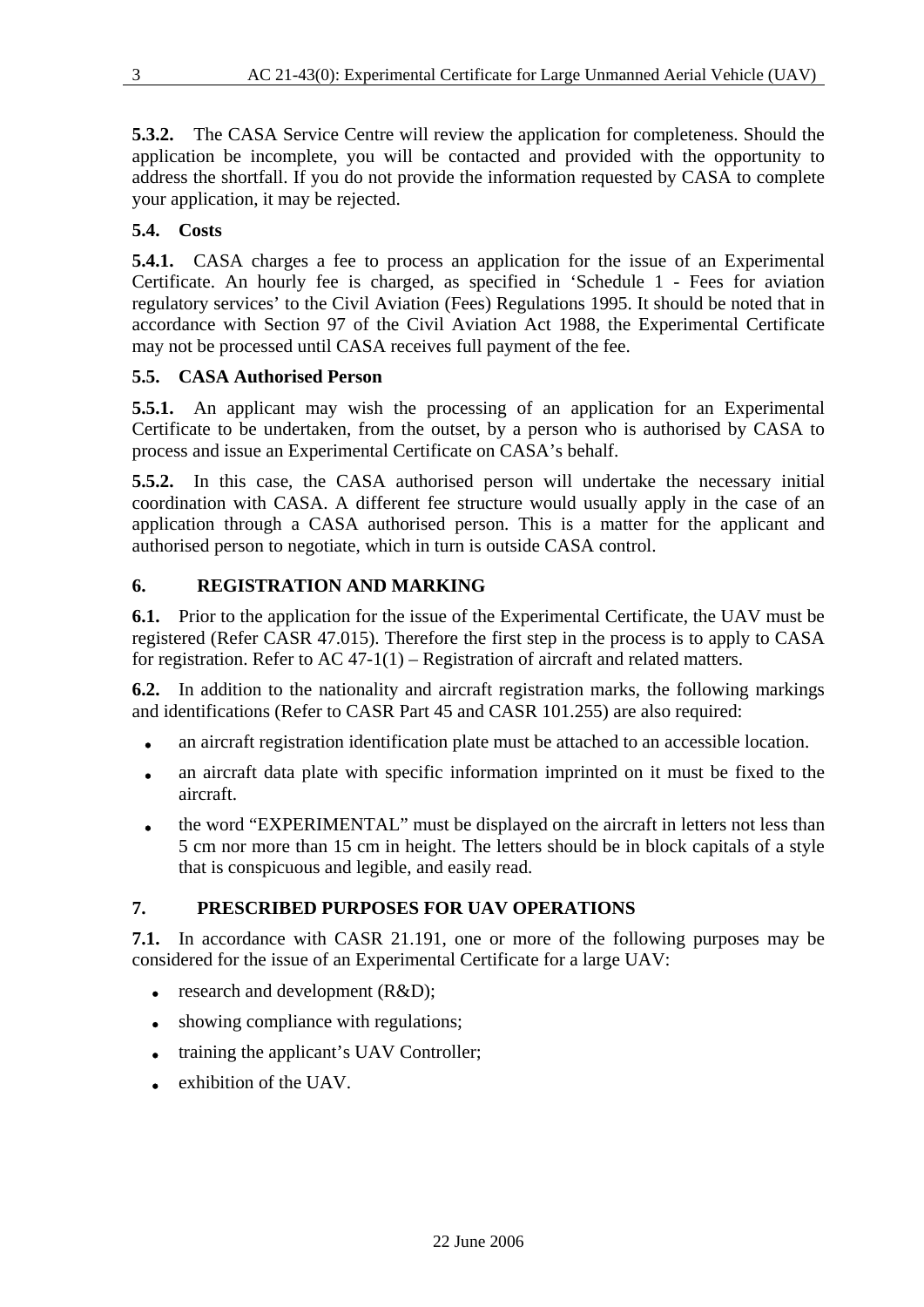**5.3.2.** The CASA Service Centre will review the application for completeness. Should the application be incomplete, you will be contacted and provided with the opportunity to address the shortfall. If you do not provide the information requested by CASA to complete your application, it may be rejected.

### 5.4. Costs

**5.4.1.** CASA charges a fee to process an application for the issue of an Experimental Certificate. An hourly fee is charged, as specified in 'Schedule 1 - Fees for aviation regulatory services' to the Civil Aviation (Fees) Regulations 1995. It should be noted that in accordance with Section 97 of the Civil Aviation Act 1988, the Experimental Certificate may not be processed until CASA receives full payment of the fee.

### 5.5. CASA Authorised Person

**5.5.1.** An applicant may wish the processing of an application for an Experimental Certificate to be undertaken, from the outset, by a person who is authorised by CASA to process and issue an Experimental Certificate on CASA's behalf.

**5.5.2.** In this case, the CASA authorised person will undertake the necessary initial coordination with CASA. A different fee structure would usually apply in the case of an application through a CASA authorised person. This is a matter for the applicant and authorised person to negotiate, which in turn is outside CASA control.

## 6. REGISTRATION AND MARKING

**6.1.** Prior to the application for the issue of the Experimental Certificate, the UAV must be registered (Refer CASR 47.015). Therefore the first step in the process is to apply to CASA for registration. Refer to AC 47-1(1) – Registration of aircraft and related matters.

**6.2.** In addition to the nationality and aircraft registration marks, the following markings and identifications (Refer to CASR Part 45 and CASR 101.255) are also required:

- an aircraft registration identification plate must be attached to an accessible location.
- an aircraft data plate with specific information imprinted on it must be fixed to the aircraft.
- the word "EXPERIMENTAL" must be displayed on the aircraft in letters not less than 5 cm nor more than 15 cm in height. The letters should be in block capitals of a style that is conspicuous and legible, and easily read.

## 7. PRESCRIBED PURPOSES FOR UAV OPERATIONS

**7.1.** In accordance with CASR 21.191, one or more of the following purposes may be considered for the issue of an Experimental Certificate for a large UAV:

- research and development (R&D);
- showing compliance with regulations;
- training the applicant's UAV Controller;
- exhibition of the UAV.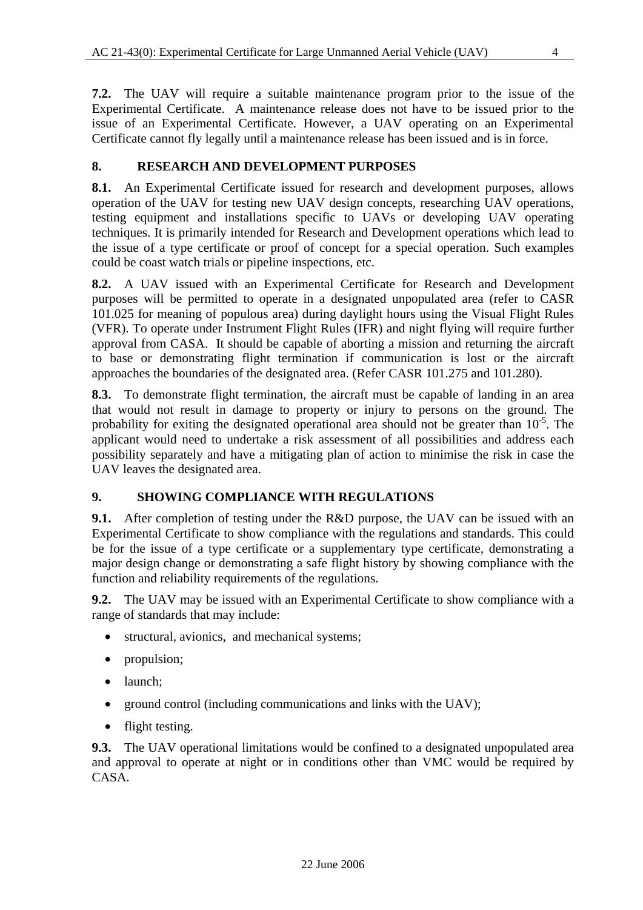**7.2.** The UAV will require a suitable maintenance program prior to the issue of the Experimental Certificate. A maintenance release does not have to be issued prior to the issue of an Experimental Certificate. However, a UAV operating on an Experimental Certificate cannot fly legally until a maintenance release has been issued and is in force.

## 8. RESEARCH AND DEVELOPMENT PURPOSES

**8.1.** An Experimental Certificate issued for research and development purposes, allows operation of the UAV for testing new UAV design concepts, researching UAV operations, testing equipment and installations specific to UAVs or developing UAV operating techniques. It is primarily intended for Research and Development operations which lead to the issue of a type certificate or proof of concept for a special operation. Such examples could be coast watch trials or pipeline inspections, etc.

**8.2.** A UAV issued with an Experimental Certificate for Research and Development purposes will be permitted to operate in a designated unpopulated area (refer to CASR 101.025 for meaning of populous area) during daylight hours using the Visual Flight Rules (VFR). To operate under Instrument Flight Rules (IFR) and night flying will require further approval from CASA. It should be capable of aborting a mission and returning the aircraft to base or demonstrating flight termination if communication is lost or the aircraft approaches the boundaries of the designated area. (Refer CASR 101.275 and 101.280).

**8.3.** To demonstrate flight termination, the aircraft must be capable of landing in an area that would not result in damage to property or injury to persons on the ground. The probability for exiting the designated operational area should not be greater than $10^{-5}$. The applicant would need to undertake a risk assessment of all possibilities and address each possibility separately and have a mitigating plan of action to minimise the risk in case the UAV leaves the designated area.

## 9. SHOWING COMPLIANCE WITH REGULATIONS

**9.1.** After completion of testing under the R&D purpose, the UAV can be issued with an Experimental Certificate to show compliance with the regulations and standards. This could be for the issue of a type certificate or a supplementary type certificate, demonstrating a major design change or demonstrating a safe flight history by showing compliance with the function and reliability requirements of the regulations.

**9.2.** The UAV may be issued with an Experimental Certificate to show compliance with a range of standards that may include:

- structural, avionics, and mechanical systems;
- propulsion;
- launch;
- ground control (including communications and links with the UAV);
- flight testing.

**9.3.** The UAV operational limitations would be confined to a designated unpopulated area and approval to operate at night or in conditions other than VMC would be required by CASA.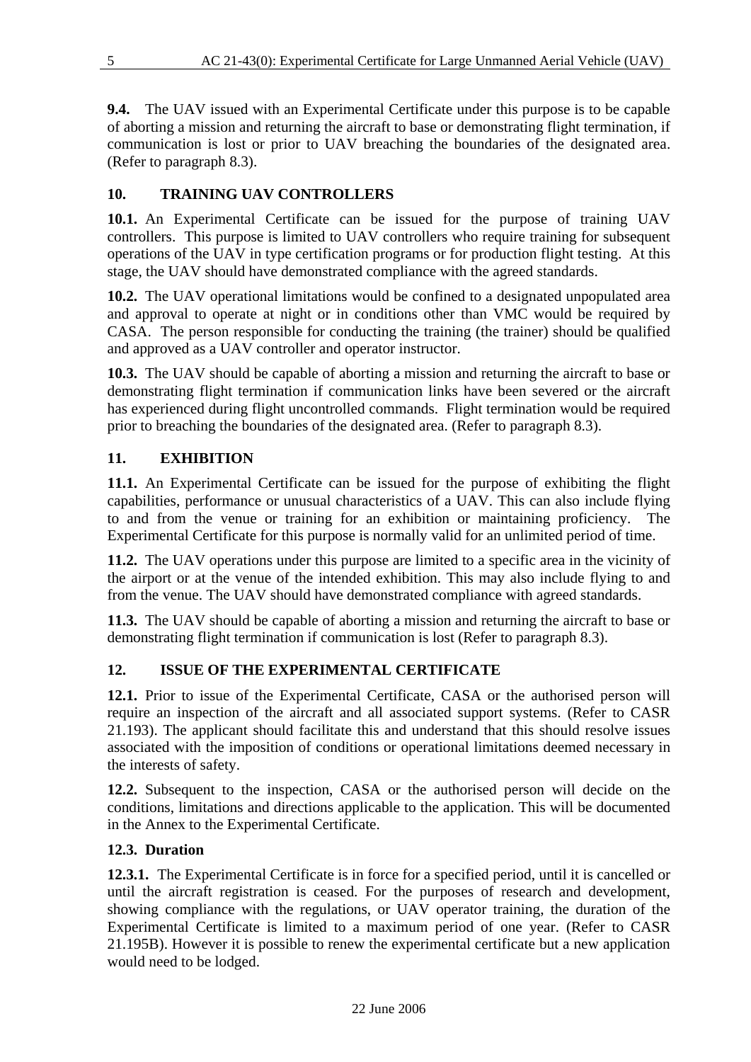**9.4.** The UAV issued with an Experimental Certificate under this purpose is to be capable of aborting a mission and returning the aircraft to base or demonstrating flight termination, if communication is lost or prior to UAV breaching the boundaries of the designated area. (Refer to paragraph 8.3).

## 10. TRAINING UAV CONTROLLERS

**10.1.** An Experimental Certificate can be issued for the purpose of training UAV controllers. This purpose is limited to UAV controllers who require training for subsequent operations of the UAV in type certification programs or for production flight testing. At this stage, the UAV should have demonstrated compliance with the agreed standards.

**10.2.** The UAV operational limitations would be confined to a designated unpopulated area and approval to operate at night or in conditions other than VMC would be required by CASA. The person responsible for conducting the training (the trainer) should be qualified and approved as a UAV controller and operator instructor.

**10.3.** The UAV should be capable of aborting a mission and returning the aircraft to base or demonstrating flight termination if communication links have been severed or the aircraft has experienced during flight uncontrolled commands. Flight termination would be required prior to breaching the boundaries of the designated area. (Refer to paragraph 8.3).

## 11. EXHIBITION

**11.1.** An Experimental Certificate can be issued for the purpose of exhibiting the flight capabilities, performance or unusual characteristics of a UAV. This can also include flying to and from the venue or training for an exhibition or maintaining proficiency. The Experimental Certificate for this purpose is normally valid for an unlimited period of time.

**11.2.** The UAV operations under this purpose are limited to a specific area in the vicinity of the airport or at the venue of the intended exhibition. This may also include flying to and from the venue. The UAV should have demonstrated compliance with agreed standards.

**11.3.** The UAV should be capable of aborting a mission and returning the aircraft to base or demonstrating flight termination if communication is lost (Refer to paragraph 8.3).

## 12. ISSUE OF THE EXPERIMENTAL CERTIFICATE

**12.1.** Prior to issue of the Experimental Certificate, CASA or the authorised person will require an inspection of the aircraft and all associated support systems. (Refer to CASR 21.193). The applicant should facilitate this and understand that this should resolve issues associated with the imposition of conditions or operational limitations deemed necessary in the interests of safety.

**12.2.** Subsequent to the inspection, CASA or the authorised person will decide on the conditions, limitations and directions applicable to the application. This will be documented in the Annex to the Experimental Certificate.

### 12.3. Duration

**12.3.1.** The Experimental Certificate is in force for a specified period, until it is cancelled or until the aircraft registration is ceased. For the purposes of research and development, showing compliance with the regulations, or UAV operator training, the duration of the Experimental Certificate is limited to a maximum period of one year. (Refer to CASR 21.195B). However it is possible to renew the experimental certificate but a new application would need to be lodged.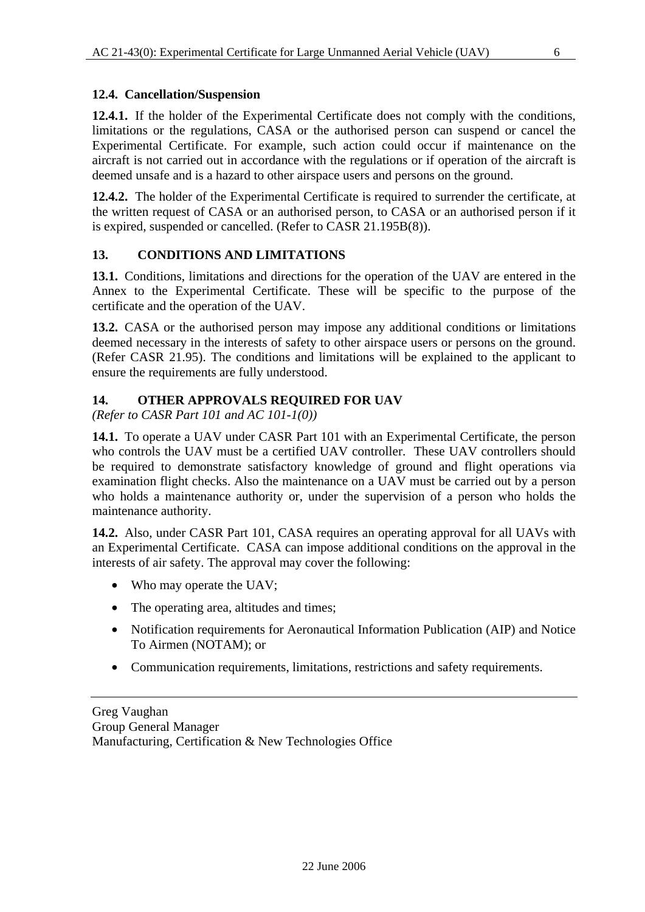### 12.4. Cancellation/Suspension

**12.4.1.** If the holder of the Experimental Certificate does not comply with the conditions, limitations or the regulations, CASA or the authorised person can suspend or cancel the Experimental Certificate. For example, such action could occur if maintenance on the aircraft is not carried out in accordance with the regulations or if operation of the aircraft is deemed unsafe and is a hazard to other airspace users and persons on the ground.

**12.4.2.** The holder of the Experimental Certificate is required to surrender the certificate, at the written request of CASA or an authorised person, to CASA or an authorised person if it is expired, suspended or cancelled. (Refer to CASR 21.195B(8)).

## 13. CONDITIONS AND LIMITATIONS

**13.1.** Conditions, limitations and directions for the operation of the UAV are entered in the Annex to the Experimental Certificate. These will be specific to the purpose of the certificate and the operation of the UAV.

**13.2.** CASA or the authorised person may impose any additional conditions or limitations deemed necessary in the interests of safety to other airspace users or persons on the ground. (Refer CASR 21.95). The conditions and limitations will be explained to the applicant to ensure the requirements are fully understood.

## 14. OTHER APPROVALS REQUIRED FOR UAV

*(Refer to CASR Part 101 and AC 101-1(0))*

**14.1.** To operate a UAV under CASR Part 101 with an Experimental Certificate, the person who controls the UAV must be a certified UAV controller. These UAV controllers should be required to demonstrate satisfactory knowledge of ground and flight operations via examination flight checks. Also the maintenance on a UAV must be carried out by a person who holds a maintenance authority or, under the supervision of a person who holds the maintenance authority.

**14.2.** Also, under CASR Part 101, CASA requires an operating approval for all UAVs with an Experimental Certificate. CASA can impose additional conditions on the approval in the interests of air safety. The approval may cover the following:

- Who may operate the UAV;
- The operating area, altitudes and times;
- Notification requirements for Aeronautical Information Publication (AIP) and Notice To Airmen (NOTAM); or
- Communication requirements, limitations, restrictions and safety requirements.

---

Greg Vaughan
Group General Manager
Manufacturing, Certification & New Technologies Office

22 June 2006